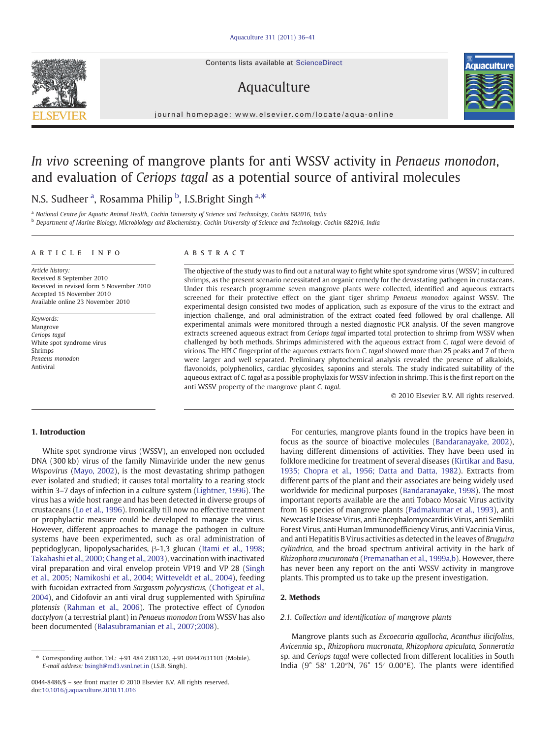# *In vivo* screening of mangrove plants for anti WSSV activity in *Penaeus monodon*, and evaluation of *Ceriops tagal* as a potential source of antiviral molecules

N.S. Sudheer [a], Rosamma Philip [b], I.S.Bright Singh [a,*]

[a] National Centre for Aquatic Animal Health, Cochin University of Science and Technology, Cochin 682016, India

[b] Department of Marine Biology, Microbiology and Biochemistry, Cochin University of Science and Technology, Cochin 682016, India

## ARTICLE INFO

*Article history:*
Received 8 September 2010
Received in revised form 5 November 2010
Accepted 15 November 2010
Available online 23 November 2010

*Keywords:*
Mangrove
*Ceriops tagal*
White spot syndrome virus
Shrimps
*Penaeus monodon*
Antiviral

## ABSTRACT

The objective of the study was to find out a natural way to fight white spot syndrome virus (WSSV) in cultured shrimps, as the present scenario necessitated an organic remedy for the devastating pathogen in crustaceans. Under this research programme seven mangrove plants were collected, identified and aqueous extracts screened for their protective effect on the giant tiger shrimp *Penaeus monodon* against WSSV. The experimental design consisted two modes of application, such as exposure of the virus to the extract and injection challenge, and oral administration of the extract coated feed followed by oral challenge. All experimental animals were monitored through a nested diagnostic PCR analysis. Of the seven mangrove extracts screened aqueous extract from *Ceriops tagal* imparted total protection to shrimp from WSSV when challenged by both methods. Shrimps administered with the aqueous extract from *C. tagal* were devoid of virions. The HPLC fingerprint of the aqueous extracts from *C. tagal* showed more than 25 peaks and 7 of them were larger and well separated. Preliminary phytochemical analysis revealed the presence of alkaloids, flavonoids, polyphenolics, cardiac glycosides, saponins and sterols. The study indicated suitability of the aqueous extract of *C. tagal* as a possible prophylaxis for WSSV infection in shrimp. This is the first report on the anti WSSV property of the mangrove plant *C. tagal*.

© 2010 Elsevier B.V. All rights reserved.

## 1. Introduction

White spot syndrome virus (WSSV), an enveloped non occluded DNA (300 kb) virus of the family Nimaviride under the new genus *Wispovirus* (Mayo, 2002), is the most devastating shrimp pathogen ever isolated and studied; it causes total mortality to a rearing stock within 3–7 days of infection in a culture system (Lightner, 1996). The virus has a wide host range and has been detected in diverse groups of crustaceans (Lo et al., 1996). Ironically till now no effective treatment or prophylactic measure could be developed to manage the virus. However, different approaches to manage the pathogen in culture systems have been experimented, such as oral administration of peptidoglycan, lipopolysaccharides, β-1,3 glucan (Itami et al., 1998; Takahashi et al., 2000; Chang et al., 2003), vaccination with inactivated viral preparation and viral envelop protein VP19 and VP 28 (Singh et al., 2005; Namikoshi et al., 2004; Witteveldt et al., 2004), feeding with fucoidan extracted from *Sargassm polycysticus*, (Chotigeat et al., 2004), and Cidofovir an anti viral drug supplemented with *Spirulina platensis* (Rahman et al., 2006). The protective effect of *Cynodon dactylyon* (a terrestrial plant) in *Penaeus monodon* from WSSV has also been documented (Balasubramanian et al., 2007;2008).

For centuries, mangrove plants found in the tropics have been in focus as the source of bioactive molecules (Bandaranayake, 2002), having different dimensions of activities. They have been used in folklore medicine for treatment of several diseases (Kirtikar and Basu, 1935; Chopra et al., 1956; Datta and Datta, 1982). Extracts from different parts of the plant and their associates are being widely used worldwide for medicinal purposes (Bandaranayake, 1998). The most important reports available are the anti Tobaco Mosaic Virus activity from 16 species of mangrove plants (Padmakumar et al., 1993), anti Newcastle Disease Virus, anti Encephalomyocarditis Virus, anti Semliki Forest Virus, anti Human Immunodefficiency Virus, anti Vaccinia Virus, and anti Hepatitis B Virus activities as detected in the leaves of *Bruguira cylindrica,* and the broad spectrum antiviral activity in the bark of *Rhizophora mucuronata* (Premanathan et al., 1999a,b). However, there has never been any report on the anti WSSV activity in mangrove plants. This prompted us to take up the present investigation.

## 2. Methods

### 2.1. Collection and identification of mangrove plants

Mangrove plants such as *Excoecaria agallocha, Acanthus ilicifolius, Avicennia* sp., *Rhizophora mucronata, Rhizophora apiculata, Sonneratia* sp. and *Ceriops tagal* were collected from different localities in South India (9° 58′ 1.20″N, 76° 15′ 0.00″E). The plants were identified

\* Corresponding author. Tel.: +91 484 2381120, +91 09447631101 (Mobile). *E-mail address:* bsingh@md3.vsnl.net.in (I.S.B. Singh).

0044-8486/$ – see front matter © 2010 Elsevier B.V. All rights reserved.
doi:10.1016/j.aquaculture.2010.11.016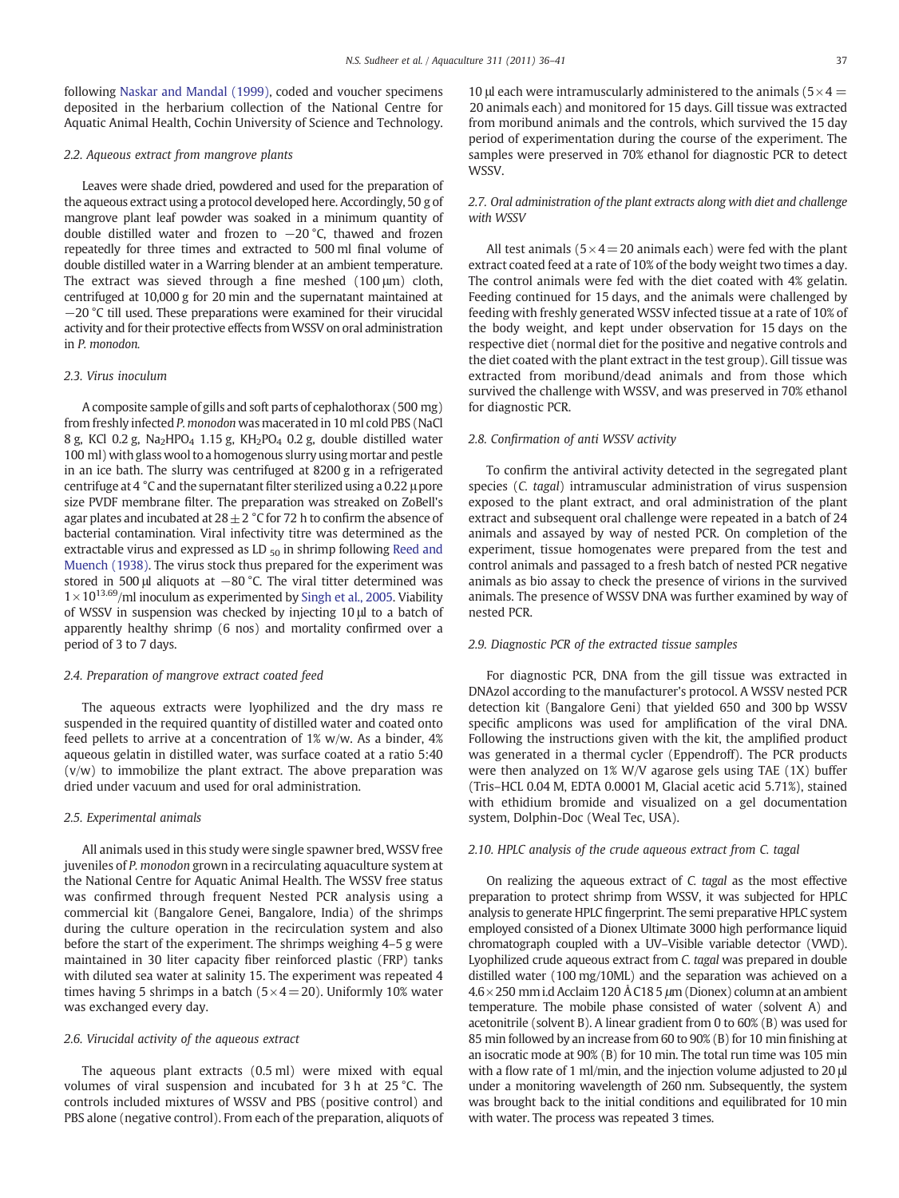following Naskar and Mandal (1999), coded and voucher specimens deposited in the herbarium collection of the National Centre for Aquatic Animal Health, Cochin University of Science and Technology.

### 2.2. Aqueous extract from mangrove plants

Leaves were shade dried, powdered and used for the preparation of the aqueous extract using a protocol developed here. Accordingly, 50 g of mangrove plant leaf powder was soaked in a minimum quantity of double distilled water and frozen to −20 °C, thawed and frozen repeatedly for three times and extracted to 500 ml final volume of double distilled water in a Warring blender at an ambient temperature. The extract was sieved through a fine meshed (100 μm) cloth, centrifuged at 10,000 g for 20 min and the supernatant maintained at −20 °C till used. These preparations were examined for their virucidal activity and for their protective effects from WSSV on oral administration in *P. monodon.*

### 2.3. Virus inoculum

A composite sample of gills and soft parts of cephalothorax (500 mg) from freshly infected *P. monodon* was macerated in 10 ml cold PBS (NaCl 8 g, KCl 0.2 g, $Na_2HPO_4$ 1.15 g, $KH_2PO_4$ 0.2 g, double distilled water 100 ml) with glass wool to a homogenous slurry using mortar and pestle in an ice bath. The slurry was centrifuged at 8200 g in a refrigerated centrifuge at 4 °C and the supernatant filter sterilized using a 0.22 μ pore size PVDF membrane filter. The preparation was streaked on ZoBell's agar plates and incubated at 28 ± 2 °C for 72 h to confirm the absence of bacterial contamination. Viral infectivity titre was determined as the extractable virus and expressed as $LD_{50}$ in shrimp following Reed and Muench (1938). The virus stock thus prepared for the experiment was stored in 500 μl aliquots at −80 °C. The viral titter determined was $1 \times 10^{13.69}$/ml inoculum as experimented by Singh et al., 2005. Viability of WSSV in suspension was checked by injecting 10 μl to a batch of apparently healthy shrimp (6 nos) and mortality confirmed over a period of 3 to 7 days.

### 2.4. Preparation of mangrove extract coated feed

The aqueous extracts were lyophilized and the dry mass re suspended in the required quantity of distilled water and coated onto feed pellets to arrive at a concentration of 1% w/w. As a binder, 4% aqueous gelatin in distilled water, was surface coated at a ratio 5:40 (v/w) to immobilize the plant extract. The above preparation was dried under vacuum and used for oral administration.

### 2.5. Experimental animals

All animals used in this study were single spawner bred, WSSV free juveniles of *P. monodon* grown in a recirculating aquaculture system at the National Centre for Aquatic Animal Health. The WSSV free status was confirmed through frequent Nested PCR analysis using a commercial kit (Bangalore Genei, Bangalore, India) of the shrimps during the culture operation in the recirculation system and also before the start of the experiment. The shrimps weighing 4–5 g were maintained in 30 liter capacity fiber reinforced plastic (FRP) tanks with diluted sea water at salinity 15. The experiment was repeated 4 times having 5 shrimps in a batch (5 × 4 = 20). Uniformly 10% water was exchanged every day.

### 2.6. Virucidal activity of the aqueous extract

The aqueous plant extracts (0.5 ml) were mixed with equal volumes of viral suspension and incubated for 3 h at 25 °C. The controls included mixtures of WSSV and PBS (positive control) and PBS alone (negative control). From each of the preparation, aliquots of 10 μl each were intramuscularly administered to the animals (5 × 4 = 20 animals each) and monitored for 15 days. Gill tissue was extracted from moribund animals and the controls, which survived the 15 day period of experimentation during the course of the experiment. The samples were preserved in 70% ethanol for diagnostic PCR to detect WSSV.

### 2.7. Oral administration of the plant extracts along with diet and challenge with WSSV

All test animals (5 × 4 = 20 animals each) were fed with the plant extract coated feed at a rate of 10% of the body weight two times a day. The control animals were fed with the diet coated with 4% gelatin. Feeding continued for 15 days, and the animals were challenged by feeding with freshly generated WSSV infected tissue at a rate of 10% of the body weight, and kept under observation for 15 days on the respective diet (normal diet for the positive and negative controls and the diet coated with the plant extract in the test group). Gill tissue was extracted from moribund/dead animals and from those which survived the challenge with WSSV, and was preserved in 70% ethanol for diagnostic PCR.

### 2.8. Confirmation of anti WSSV activity

To confirm the antiviral activity detected in the segregated plant species (*C. tagal*) intramuscular administration of virus suspension exposed to the plant extract, and oral administration of the plant extract and subsequent oral challenge were repeated in a batch of 24 animals and assayed by way of nested PCR. On completion of the experiment, tissue homogenates were prepared from the test and control animals and passaged to a fresh batch of nested PCR negative animals as bio assay to check the presence of virions in the survived animals. The presence of WSSV DNA was further examined by way of nested PCR.

### 2.9. Diagnostic PCR of the extracted tissue samples

For diagnostic PCR, DNA from the gill tissue was extracted in DNAzol according to the manufacturer's protocol. A WSSV nested PCR detection kit (Bangalore Geni) that yielded 650 and 300 bp WSSV specific amplicons was used for amplification of the viral DNA. Following the instructions given with the kit, the amplified product was generated in a thermal cycler (Eppendroff). The PCR products were then analyzed on 1% W/V agarose gels using TAE (1X) buffer (Tris–HCL 0.04 M, EDTA 0.0001 M, Glacial acetic acid 5.71%), stained with ethidium bromide and visualized on a gel documentation system, Dolphin-Doc (Weal Tec, USA).

### 2.10. HPLC analysis of the crude aqueous extract from C. tagal

On realizing the aqueous extract of *C. tagal* as the most effective preparation to protect shrimp from WSSV, it was subjected for HPLC analysis to generate HPLC fingerprint. The semi preparative HPLC system employed consisted of a Dionex Ultimate 3000 high performance liquid chromatograph coupled with a UV–Visible variable detector (VWD). Lyophilized crude aqueous extract from *C. tagal* was prepared in double distilled water (100 mg/10ML) and the separation was achieved on a 4.6 × 250 mm i.d Acclaim 120 Å C18 5 *μ*m (Dionex) column at an ambient temperature. The mobile phase consisted of water (solvent A) and acetonitrile (solvent B). A linear gradient from 0 to 60% (B) was used for 85 min followed by an increase from 60 to 90% (B) for 10 min finishing at an isocratic mode at 90% (B) for 10 min. The total run time was 105 min with a flow rate of 1 ml/min, and the injection volume adjusted to 20 μl under a monitoring wavelength of 260 nm. Subsequently, the system was brought back to the initial conditions and equilibrated for 10 min with water. The process was repeated 3 times.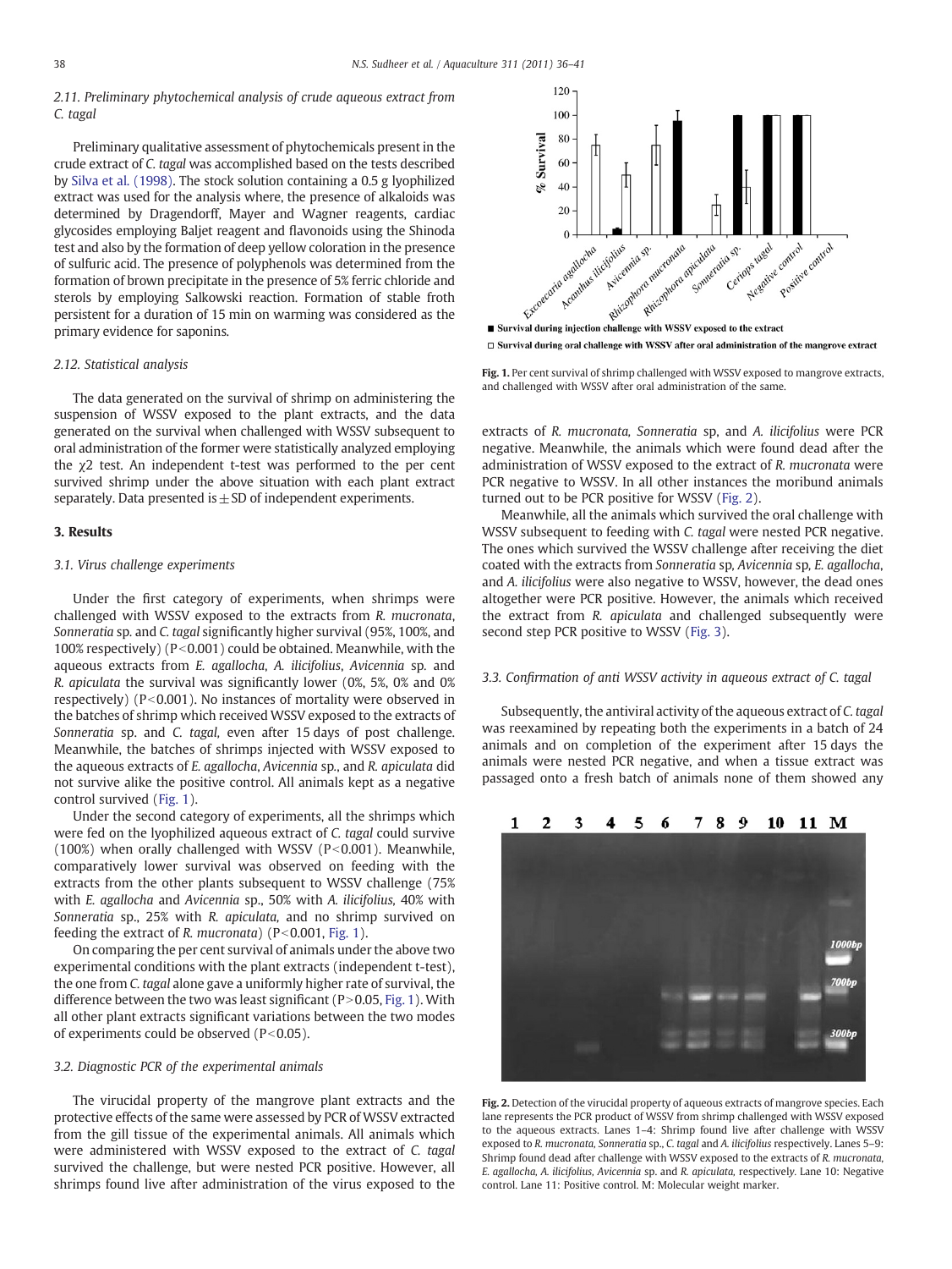### 2.11. Preliminary phytochemical analysis of crude aqueous extract from *C. tagal*

Preliminary qualitative assessment of phytochemicals present in the crude extract of *C. tagal* was accomplished based on the tests described by Silva et al. (1998). The stock solution containing a 0.5 g lyophilized extract was used for the analysis where, the presence of alkaloids was determined by Dragendorff, Mayer and Wagner reagents, cardiac glycosides employing Baljet reagent and flavonoids using the Shinoda test and also by the formation of deep yellow coloration in the presence of sulfuric acid. The presence of polyphenols was determined from the formation of brown precipitate in the presence of 5% ferric chloride and sterols by employing Salkowski reaction. Formation of stable froth persistent for a duration of 15 min on warming was considered as the primary evidence for saponins.

### 2.12. Statistical analysis

The data generated on the survival of shrimp on administering the suspension of WSSV exposed to the plant extracts, and the data generated on the survival when challenged with WSSV subsequent to oral administration of the former were statistically analyzed employing the $\chi 2$ test. An independent t-test was performed to the per cent survived shrimp under the above situation with each plant extract separately. Data presented is ± SD of independent experiments.

## 3. Results

### 3.1. Virus challenge experiments

Under the first category of experiments, when shrimps were challenged with WSSV exposed to the extracts from *R. mucronata*, *Sonneratia* sp. and *C. tagal* significantly higher survival (95%, 100%, and 100% respectively) ($P<0.001$) could be obtained. Meanwhile, with the aqueous extracts from *E. agallocha*, *A. ilicifolius*, *Avicennia* sp. and *R. apiculata* the survival was significantly lower (0%, 5%, 0% and 0% respectively) ($P<0.001$). No instances of mortality were observed in the batches of shrimp which received WSSV exposed to the extracts of *Sonneratia* sp. and *C. tagal*, even after 15 days of post challenge. Meanwhile, the batches of shrimps injected with WSSV exposed to the aqueous extracts of *E. agallocha*, *Avicennia* sp., and *R. apiculata* did not survive alike the positive control. All animals kept as a negative control survived (Fig. 1).

Under the second category of experiments, all the shrimps which were fed on the lyophilized aqueous extract of *C. tagal* could survive (100%) when orally challenged with WSSV ($P<0.001$). Meanwhile, comparatively lower survival was observed on feeding with the extracts from the other plants subsequent to WSSV challenge (75% with *E. agallocha* and *Avicennia* sp., 50% with *A. ilicifolius*, 40% with *Sonneratia* sp., 25% with *R. apiculata*, and no shrimp survived on feeding the extract of *R. mucronata*) ($P<0.001$, Fig. 1).

On comparing the per cent survival of animals under the above two experimental conditions with the plant extracts (independent t-test), the one from *C. tagal* alone gave a uniformly higher rate of survival, the difference between the two was least significant ($P>0.05$, Fig. 1). With all other plant extracts significant variations between the two modes of experiments could be observed ($P<0.05$).

### 3.2. Diagnostic PCR of the experimental animals

The virucidal property of the mangrove plant extracts and the protective effects of the same were assessed by PCR of WSSV extracted from the gill tissue of the experimental animals. All animals which were administered with WSSV exposed to the extract of *C. tagal* survived the challenge, but were nested PCR positive. However, all shrimps found live after administration of the virus exposed to the extracts of *R. mucronata*, *Sonneratia* sp, and *A. ilicifolius* were PCR negative. Meanwhile, the animals which were found dead after the administration of WSSV exposed to the extract of *R. mucronata* were PCR negative to WSSV. In all other instances the moribund animals turned out to be PCR positive for WSSV (Fig. 2).

Meanwhile, all the animals which survived the oral challenge with WSSV subsequent to feeding with *C. tagal* were nested PCR negative. The ones which survived the WSSV challenge after receiving the diet coated with the extracts from *Sonneratia* sp, *Avicennia* sp, *E. agallocha*, and *A. ilicifolius* were also negative to WSSV, however, the dead ones altogether were PCR positive. However, the animals which received the extract from *R. apiculata* and challenged subsequently were second step PCR positive to WSSV (Fig. 3).

### 3.3. Confirmation of anti WSSV activity in aqueous extract of *C. tagal*

Subsequently, the antiviral activity of the aqueous extract of *C. tagal* was reexamined by repeating both the experiments in a batch of 24 animals and on completion of the experiment after 15 days the animals were nested PCR negative, and when a tissue extract was passaged onto a fresh batch of animals none of them showed any

**Fig. 1.** Per cent survival of shrimp challenged with WSSV exposed to mangrove extracts, and challenged with WSSV after oral administration of the same.

**Fig. 2.** Detection of the virucidal property of aqueous extracts of mangrove species. Each lane represents the PCR product of WSSV from shrimp challenged with WSSV exposed to the aqueous extracts. Lanes 1–4: Shrimp found live after challenge with WSSV exposed to *R. mucronata*, *Sonneratia* sp., *C. tagal* and *A. ilicifolius* respectively. Lanes 5–9: Shrimp found dead after challenge with WSSV exposed to the extracts of *R. mucronata*, *E. agallocha*, *A. ilicifolius*, *Avicennia* sp. and *R. apiculata*, respectively. Lane 10: Negative control. Lane 11: Positive control. M: Molecular weight marker.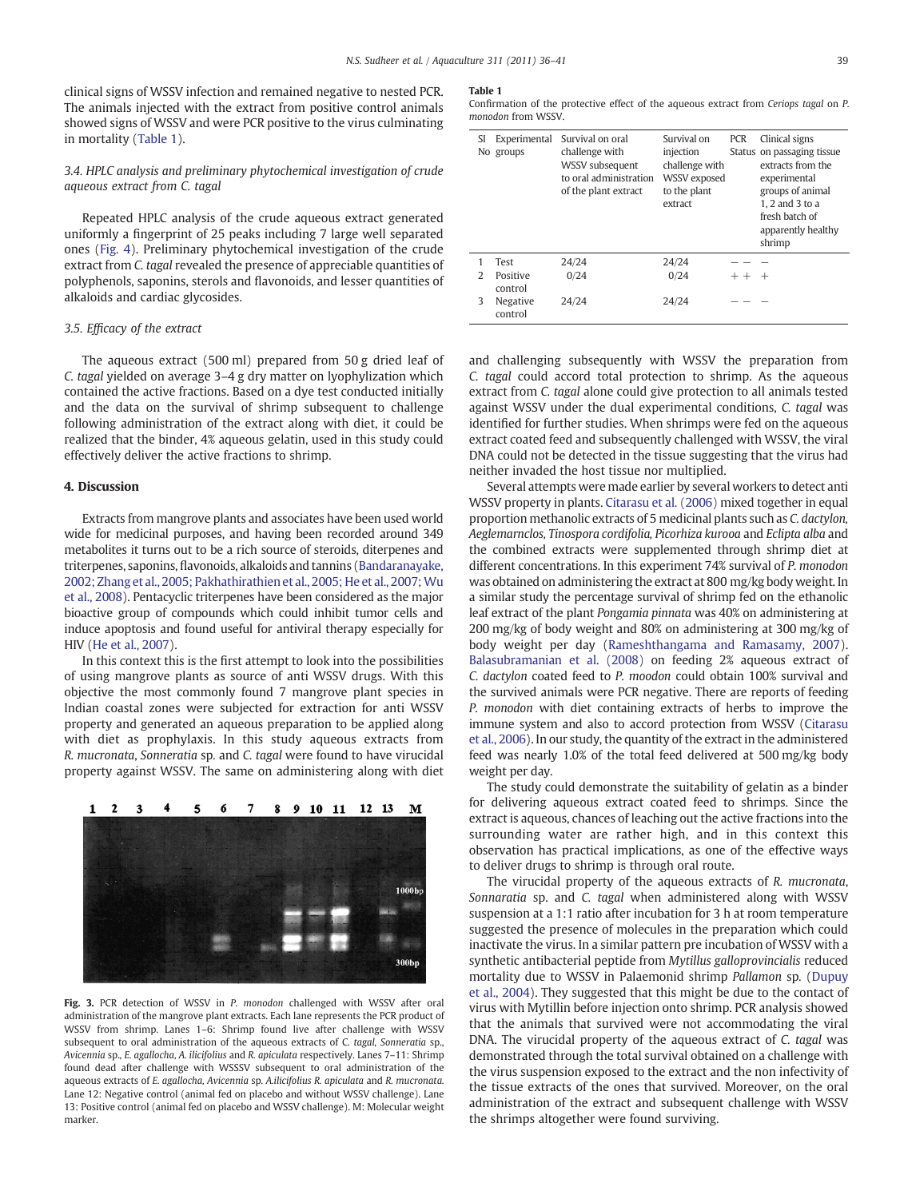clinical signs of WSSV infection and remained negative to nested PCR. The animals injected with the extract from positive control animals showed signs of WSSV and were PCR positive to the virus culminating in mortality (Table 1).

### 3.4. HPLC analysis and preliminary phytochemical investigation of crude aqueous extract from *C. tagal*

Repeated HPLC analysis of the crude aqueous extract generated uniformly a fingerprint of 25 peaks including 7 large well separated ones (Fig. 4). Preliminary phytochemical investigation of the crude extract from *C. tagal* revealed the presence of appreciable quantities of polyphenols, saponins, sterols and flavonoids, and lesser quantities of alkaloids and cardiac glycosides.

### 3.5. Efficacy of the extract

The aqueous extract (500 ml) prepared from 50 g dried leaf of *C. tagal* yielded on average 3–4 g dry matter on lyophylization which contained the active fractions. Based on a dye test conducted initially and the data on the survival of shrimp subsequent to challenge following administration of the extract along with diet, it could be realized that the binder, 4% aqueous gelatin, used in this study could effectively deliver the active fractions to shrimp.

## 4. Discussion

Extracts from mangrove plants and associates have been used world wide for medicinal purposes, and having been recorded around 349 metabolites it turns out to be a rich source of steroids, diterpenes and triterpenes, saponins, flavonoids, alkaloids and tannins (Bandaranayake, 2002; Zhang et al., 2005; Pakhathirathien et al., 2005; He et al., 2007; Wu et al., 2008). Pentacyclic triterpenes have been considered as the major bioactive group of compounds which could inhibit tumor cells and induce apoptosis and found useful for antiviral therapy especially for HIV (He et al., 2007).

In this context this is the first attempt to look into the possibilities of using mangrove plants as source of anti WSSV drugs. With this objective the most commonly found 7 mangrove plant species in Indian coastal zones were subjected for extraction for anti WSSV property and generated an aqueous preparation to be applied along with diet as prophylaxis. In this study aqueous extracts from *R. mucronata*, *Sonneratia* sp. and *C. tagal* were found to have virucidal property against WSSV. The same on administering along with diet

**Fig. 3.** PCR detection of WSSV in *P. monodon* challenged with WSSV after oral administration of the mangrove plant extracts. Each lane represents the PCR product of WSSV from shrimp. Lanes 1–6: Shrimp found live after challenge with WSSV subsequent to oral administration of the aqueous extracts of *C. tagal*, *Sonneratia* sp., *Avicennia* sp., *E. agallocha*, *A. ilicifolius* and *R. apiculata* respectively. Lanes 7–11: Shrimp found dead after challenge with WSSSV subsequent to oral administration of the aqueous extracts of *E. agallocha*, *Avicennia* sp. *A.ilicifolius* *R. apiculata* and *R. mucronata*. Lane 12: Negative control (animal fed on placebo and without WSSV challenge). Lane 13: Positive control (animal fed on placebo and WSSV challenge). M: Molecular weight marker.

**Table 1**
Confirmation of the protective effect of the aqueous extract from *Ceriops tagal* on *P. monodon* from WSSV.

| Sl No | Experimental groups | Survival on oral challenge with WSSV subsequent to oral administration of the plant extract | Survival on injection challenge with WSSV exposed to the plant extract | PCR Status | Clinical signs on passaging tissue extracts from the experimental groups of animal 1, 2 and 3 to a fresh batch of apparently healthy shrimp |
|---|---|---|---|---|---|
| 1 | Test | 24/24 | 24/24 | − − | − |
| 2 | Positive control | 0/24 | 0/24 | + + | + |
| 3 | Negative control | 24/24 | 24/24 | − − | − |

and challenging subsequently with WSSV the preparation from *C. tagal* could accord total protection to shrimp. As the aqueous extract from *C. tagal* alone could give protection to all animals tested against WSSV under the dual experimental conditions, *C. tagal* was identified for further studies. When shrimps were fed on the aqueous extract coated feed and subsequently challenged with WSSV, the viral DNA could not be detected in the tissue suggesting that the virus had neither invaded the host tissue nor multiplied.

Several attempts were made earlier by several workers to detect anti WSSV property in plants. Citarasu et al. (2006) mixed together in equal proportion methanolic extracts of 5 medicinal plants such as *C. dactylon*, *Aeglemarnclos*, *Tinospora cordifolia*, *Picorhiza kurooa* and *Eclipta alba* and the combined extracts were supplemented through shrimp diet at different concentrations. In this experiment 74% survival of *P. monodon* was obtained on administering the extract at 800 mg/kg body weight. In a similar study the percentage survival of shrimp fed on the ethanolic leaf extract of the plant *Pongamia pinnata* was 40% on administering at 200 mg/kg of body weight and 80% on administering at 300 mg/kg of body weight per day (Rameshthangama and Ramasamy, 2007). Balasubramanian et al. (2008) on feeding 2% aqueous extract of *C. dactylon* coated feed to *P. moodon* could obtain 100% survival and the survived animals were PCR negative. There are reports of feeding *P. monodon* with diet containing extracts of herbs to improve the immune system and also to accord protection from WSSV (Citarasu et al., 2006). In our study, the quantity of the extract in the administered feed was nearly 1.0% of the total feed delivered at 500 mg/kg body weight per day.

The study could demonstrate the suitability of gelatin as a binder for delivering aqueous extract coated feed to shrimps. Since the extract is aqueous, chances of leaching out the active fractions into the surrounding water are rather high, and in this context this observation has practical implications, as one of the effective ways to deliver drugs to shrimp is through oral route.

The virucidal property of the aqueous extracts of *R. mucronata*, *Sonnaratia* sp. and *C. tagal* when administered along with WSSV suspension at a 1:1 ratio after incubation for 3 h at room temperature suggested the presence of molecules in the preparation which could inactivate the virus. In a similar pattern pre incubation of WSSV with a synthetic antibacterial peptide from *Mytillus galloprovincialis* reduced mortality due to WSSV in Palaemonid shrimp *Pallamon* sp. (Dupuy et al., 2004). They suggested that this might be due to the contact of virus with Mytillin before injection onto shrimp. PCR analysis showed that the animals that survived were not accommodating the viral DNA. The virucidal property of the aqueous extract of *C. tagal* was demonstrated through the total survival obtained on a challenge with the virus suspension exposed to the extract and the non infectivity of the tissue extracts of the ones that survived. Moreover, on the oral administration of the extract and subsequent challenge with WSSV the shrimps altogether were found surviving.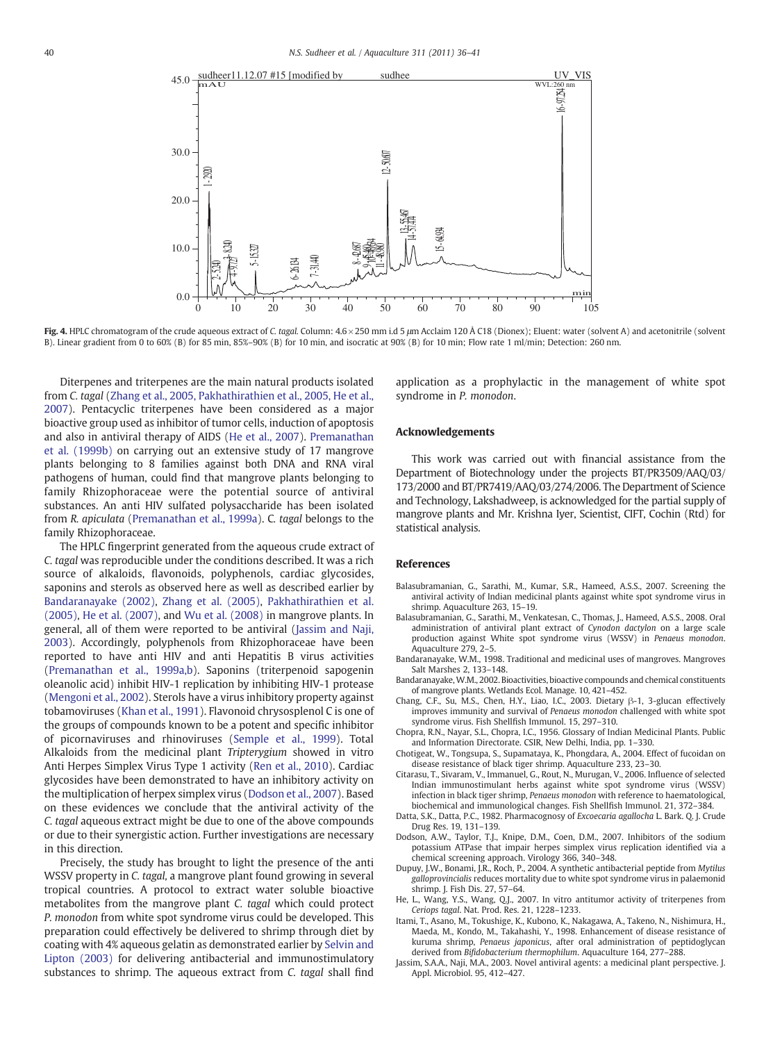Fig. 4. HPLC chromatogram of the crude aqueous extract of *C. tagal*. Column: 4.6 × 250 mm i.d 5 μm Acclaim 120 Å C18 (Dionex); Eluent: water (solvent A) and acetonitrile (solvent B). Linear gradient from 0 to 60% (B) for 85 min, 85%–90% (B) for 10 min, and isocratic at 90% (B) for 10 min; Flow rate 1 ml/min; Detection: 260 nm.

Diterpenes and triterpenes are the main natural products isolated from *C. tagal* (Zhang et al., 2005, Pakhathirathien et al., 2005, He et al., 2007). Pentacyclic triterpenes have been considered as a major bioactive group used as inhibitor of tumor cells, induction of apoptosis and also in antiviral therapy of AIDS (He et al., 2007). Premanathan et al. (1999b) on carrying out an extensive study of 17 mangrove plants belonging to 8 families against both DNA and RNA viral pathogens of human, could find that mangrove plants belonging to family Rhizophoraceae were the potential source of antiviral substances. An anti HIV sulfated polysaccharide has been isolated from *R. apiculata* (Premanathan et al., 1999a). *C. tagal* belongs to the family Rhizophoraceae.

The HPLC fingerprint generated from the aqueous crude extract of *C. tagal* was reproducible under the conditions described. It was a rich source of alkaloids, flavonoids, polyphenols, cardiac glycosides, saponins and sterols as observed here as well as described earlier by Bandaranayake (2002), Zhang et al. (2005), Pakhathirathien et al. (2005), He et al. (2007), and Wu et al. (2008) in mangrove plants. In general, all of them were reported to be antiviral (Jassim and Naji, 2003). Accordingly, polyphenols from Rhizophoraceae have been reported to have anti HIV and anti Hepatitis B virus activities (Premanathan et al., 1999a,b). Saponins (triterpenoid sapogenin oleanolic acid) inhibit HIV-1 replication by inhibiting HIV-1 protease (Mengoni et al., 2002). Sterols have a virus inhibitory property against tobamoviruses (Khan et al., 1991). Flavonoid chrysosplenol C is one of the groups of compounds known to be a potent and specific inhibitor of picornaviruses and rhinoviruses (Semple et al., 1999). Total Alkaloids from the medicinal plant *Tripterygium* showed in vitro Anti Herpes Simplex Virus Type 1 activity (Ren et al., 2010). Cardiac glycosides have been demonstrated to have an inhibitory activity on the multiplication of herpex simplex virus (Dodson et al., 2007). Based on these evidences we conclude that the antiviral activity of the *C. tagal* aqueous extract might be due to one of the above compounds or due to their synergistic action. Further investigations are necessary in this direction.

Precisely, the study has brought to light the presence of the anti WSSV property in *C. tagal*, a mangrove plant found growing in several tropical countries. A protocol to extract water soluble bioactive metabolites from the mangrove plant *C. tagal* which could protect *P. monodon* from white spot syndrome virus could be developed. This preparation could effectively be delivered to shrimp through diet by coating with 4% aqueous gelatin as demonstrated earlier by Selvin and Lipton (2003) for delivering antibacterial and immunostimulatory substances to shrimp. The aqueous extract from *C. tagal* shall find application as a prophylactic in the management of white spot syndrome in *P. monodon*.

## Acknowledgements

This work was carried out with financial assistance from the Department of Biotechnology under the projects BT/PR3509/AAQ/03/173/2000 and BT/PR7419/AAQ/03/274/2006. The Department of Science and Technology, Lakshadweep, is acknowledged for the partial supply of mangrove plants and Mr. Krishna Iyer, Scientist, CIFT, Cochin (Rtd) for statistical analysis.

## References

- Balasubramanian, G., Sarathi, M., Kumar, S.R., Hameed, A.S.S., 2007. Screening the antiviral activity of Indian medicinal plants against white spot syndrome virus in shrimp. Aquaculture 263, 15–19.
- Balasubramanian, G., Sarathi, M., Venkatesan, C., Thomas, J., Hameed, A.S.S., 2008. Oral administration of antiviral plant extract of *Cynodon dactylon* on a large scale production against White spot syndrome virus (WSSV) in *Penaeus monodon*. Aquaculture 279, 2–5.
- Bandaranayake, W.M., 1998. Traditional and medicinal uses of mangroves. Mangroves Salt Marshes 2, 133–148.
- Bandaranayake, W.M., 2002. Bioactivities, bioactive compounds and chemical constituents of mangrove plants. Wetlands Ecol. Manage. 10, 421–452.
- Chang, C.F., Su, M.S., Chen, H.Y., Liao, I.C., 2003. Dietary β-1, 3-glucan effectively improves immunity and survival of *Penaeus monodon* challenged with white spot syndrome virus. Fish Shellfish Immunol. 15, 297–310.
- Chopra, R.N., Nayar, S.L., Chopra, I.C., 1956. Glossary of Indian Medicinal Plants. Public and Information Directorate. CSIR, New Delhi, India, pp. 1–330.
- Chotigeat, W., Tongsupa, S., Supamataya, K., Phongdara, A., 2004. Effect of fucoidan on disease resistance of black tiger shrimp. Aquaculture 233, 23–30.
- Citarasu, T., Sivaram, V., Immanuel, G., Rout, N., Murugan, V., 2006. Influence of selected Indian immunostimulant herbs against white spot syndrome virus (WSSV) infection in black tiger shrimp, *Penaeus monodon* with reference to haematological, biochemical and immunological changes. Fish Shellfish Immunol. 21, 372–384.
- Datta, S.K., Datta, P.C., 1982. Pharmacognosy of *Excoecaria agallocha* L. Bark. Q. J. Crude Drug Res. 19, 131–139.
- Dodson, A.W., Taylor, T.J., Knipe, D.M., Coen, D.M., 2007. Inhibitors of the sodium potassium ATPase that impair herpes simplex virus replication identified via a chemical screening approach. Virology 366, 340–348.
- Dupuy, J.W., Bonami, J.R., Roch, P., 2004. A synthetic antibacterial peptide from *Mytilus galloprovincialis* reduces mortality due to white spot syndrome virus in palaemonid shrimp. J. Fish Dis. 27, 57–64.
- He, L., Wang, Y.S., Wang, Q.J., 2007. In vitro antitumor activity of triterpenes from *Ceriops tagal*. Nat. Prod. Res. 21, 1228–1233.
- Itami, T., Asano, M., Tokushige, K., Kubono, K., Nakagawa, A., Takeno, N., Nishimura, H., Maeda, M., Kondo, M., Takahashi, Y., 1998. Enhancement of disease resistance of kuruma shrimp, *Penaeus japonicus*, after oral administration of peptidoglycan derived from *Bifidobacterium thermophilum*. Aquaculture 164, 277–288.
- Jassim, S.A.A., Naji, M.A., 2003. Novel antiviral agents: a medicinal plant perspective. J. Appl. Microbiol. 95, 412–427.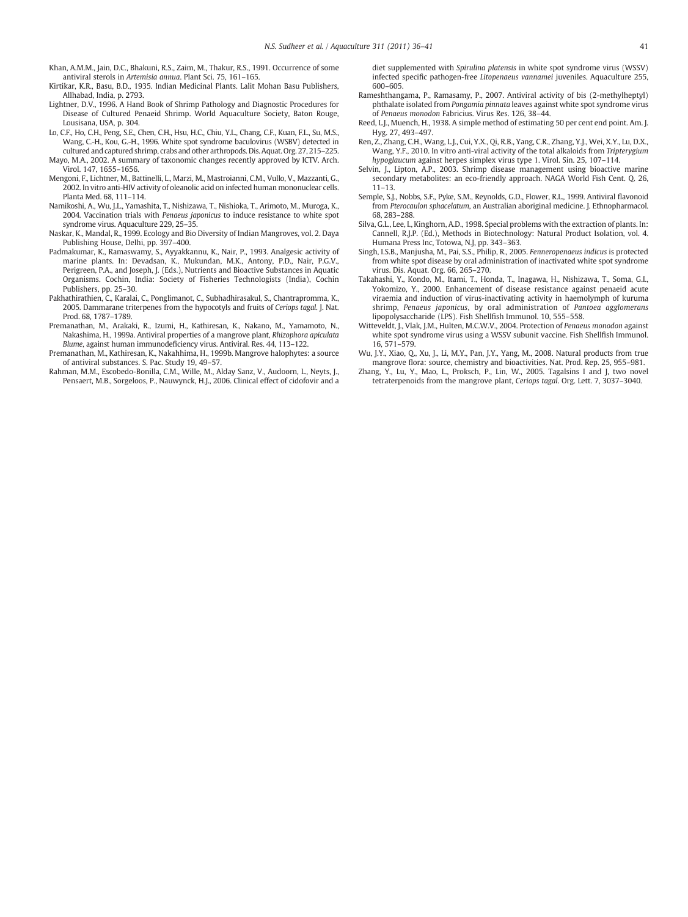Khan, A.M.M., Jain, D.C., Bhakuni, R.S., Zaim, M., Thakur, R.S., 1991. Occurrence of some antiviral sterols in *Artemisia annua*. Plant Sci. 75, 161–165.

Kirtikar, K.R., Basu, B.D., 1935. Indian Medicinal Plants. Lalit Mohan Basu Publishers, Allhabad, India, p. 2793.

Lightner, D.V., 1996. A Hand Book of Shrimp Pathology and Diagnostic Procedures for Disease of Cultured Penaeid Shrimp. World Aquaculture Society, Baton Rouge, Lousisana, USA, p. 304.

Lo, C.F., Ho, C.H., Peng, S.E., Chen, C.H., Hsu, H.C., Chiu, Y.L., Chang, C.F., Kuan, F.L., Su, M.S., Wang, C.-H., Kou, G.-H., 1996. White spot syndrome baculovirus (WSBV) detected in cultured and captured shrimp, crabs and other arthropods. Dis. Aquat. Org. 27, 215–225.

Mayo, M.A., 2002. A summary of taxonomic changes recently approved by ICTV. Arch. Virol. 147, 1655–1656.

Mengoni, F., Lichtner, M., Battinelli, L., Marzi, M., Mastroianni, C.M., Vullo, V., Mazzanti, G., 2002. In vitro anti-HIV activity of oleanolic acid on infected human mononuclear cells. Planta Med. 68, 111–114.

Namikoshi, A., Wu, J.L., Yamashita, T., Nishizawa, T., Nishioka, T., Arimoto, M., Muroga, K., 2004. Vaccination trials with *Penaeus japonicus* to induce resistance to white spot syndrome virus. Aquaculture 229, 25–35.

Naskar, K., Mandal, R., 1999. Ecology and Bio Diversity of Indian Mangroves, vol. 2. Daya Publishing House, Delhi, pp. 397–400.

Padmakumar, K., Ramaswamy, S., Ayyakkannu, K., Nair, P., 1993. Analgesic activity of marine plants. In: Devadsan, K., Mukundan, M.K., Antony, P.D., Nair, P.G.V., Perigreen, P.A., and Joseph, J. (Eds.), Nutrients and Bioactive Substances in Aquatic Organisms. Cochin, India: Society of Fisheries Technologists (India), Cochin Publishers, pp. 25–30.

Pakhathirathien, C., Karalai, C., Ponglimanot, C., Subhadhirasakul, S., Chantrapromma, K., 2005. Dammarane triterpenes from the hypocotyls and fruits of *Ceriops tagal*. J. Nat. Prod. 68, 1787–1789.

Premanathan, M., Arakaki, R., Izumi, H., Kathiresan, K., Nakano, M., Yamamoto, N., Nakashima, H., 1999a. Antiviral properties of a mangrove plant, *Rhizophora apiculata Blume*, against human immunodeficiency virus. Antiviral. Res. 44, 113–122.

Premanathan, M., Kathiresan, K., Nakahhima, H., 1999b. Mangrove halophytes: a source of antiviral substances. S. Pac. Study 19, 49–57.

Rahman, M.M., Escobedo-Bonilla, C.M., Wille, M., Alday Sanz, V., Audoorn, L., Neyts, J., Pensaert, M.B., Sorgeloos, P., Nauwynck, H.J., 2006. Clinical effect of cidofovir and a diet supplemented with *Spirulina platensis* in white spot syndrome virus (WSSV) infected specific pathogen-free *Litopenaeus vannamei* juveniles. Aquaculture 255, 600–605.

Rameshthangama, P., Ramasamy, P., 2007. Antiviral activity of bis (2-methylheptyl) phthalate isolated from *Pongamia pinnata* leaves against white spot syndrome virus of *Penaeus monodon* Fabricius. Virus Res. 126, 38–44.

Reed, L.J., Muench, H., 1938. A simple method of estimating 50 per cent end point. Am. J. Hyg. 27, 493–497.

Ren, Z., Zhang, C.H., Wang, L.J., Cui, Y.X., Qi, R.B., Yang, C.R., Zhang, Y.J., Wei, X.Y., Lu, D.X., Wang, Y.F., 2010. In vitro anti-viral activity of the total alkaloids from *Tripterygium hypoglaucum* against herpes simplex virus type 1. Virol. Sin. 25, 107–114.

Selvin, J., Lipton, A.P., 2003. Shrimp disease management using bioactive marine secondary metabolites: an eco-friendly approach. NAGA World Fish Cent. Q. 26, 11–13.

Semple, S.J., Nobbs, S.F., Pyke, S.M., Reynolds, G.D., Flower, R.L., 1999. Antiviral flavonoid from *Pterocaulon sphacelatum*, an Australian aboriginal medicine. J. Ethnopharmacol. 68, 283–288.

Silva, G.L., Lee, I., Kinghorn, A.D., 1998. Special problems with the extraction of plants. In: Cannell, R.J.P. (Ed.), Methods in Biotechnology: Natural Product Isolation, vol. 4. Humana Press Inc, Totowa, N.J, pp. 343–363.

Singh, I.S.B., Manjusha, M., Pai, S.S., Philip, R., 2005. *Fenneropenaeus indicus* is protected from white spot disease by oral administration of inactivated white spot syndrome virus. Dis. Aquat. Org. 66, 265–270.

Takahashi, Y., Kondo, M., Itami, T., Honda, T., Inagawa, H., Nishizawa, T., Soma, G.I., Yokomizo, Y., 2000. Enhancement of disease resistance against penaeid acute viraemia and induction of virus-inactivating activity in haemolymph of kuruma shrimp, *Penaeus japonicus*, by oral administration of *Pantoea agglomerans* lipopolysaccharide (LPS). Fish Shellfish Immunol. 10, 555–558.

Witteveldt, J., Vlak, J.M., Hulten, M.C.W.V., 2004. Protection of *Penaeus monodon* against white spot syndrome virus using a WSSV subunit vaccine. Fish Shellfish Immunol. 16, 571–579.

Wu, J.Y., Xiao, Q., Xu, J., Li, M.Y., Pan, J.Y., Yang, M., 2008. Natural products from true mangrove flora: source, chemistry and bioactivities. Nat. Prod. Rep. 25, 955–981.

Zhang, Y., Lu, Y., Mao, L., Proksch, P., Lin, W., 2005. Tagalsins I and J, two novel tetraterpenoids from the mangrove plant, *Ceriops tagal*. Org. Lett. 7, 3037–3040.